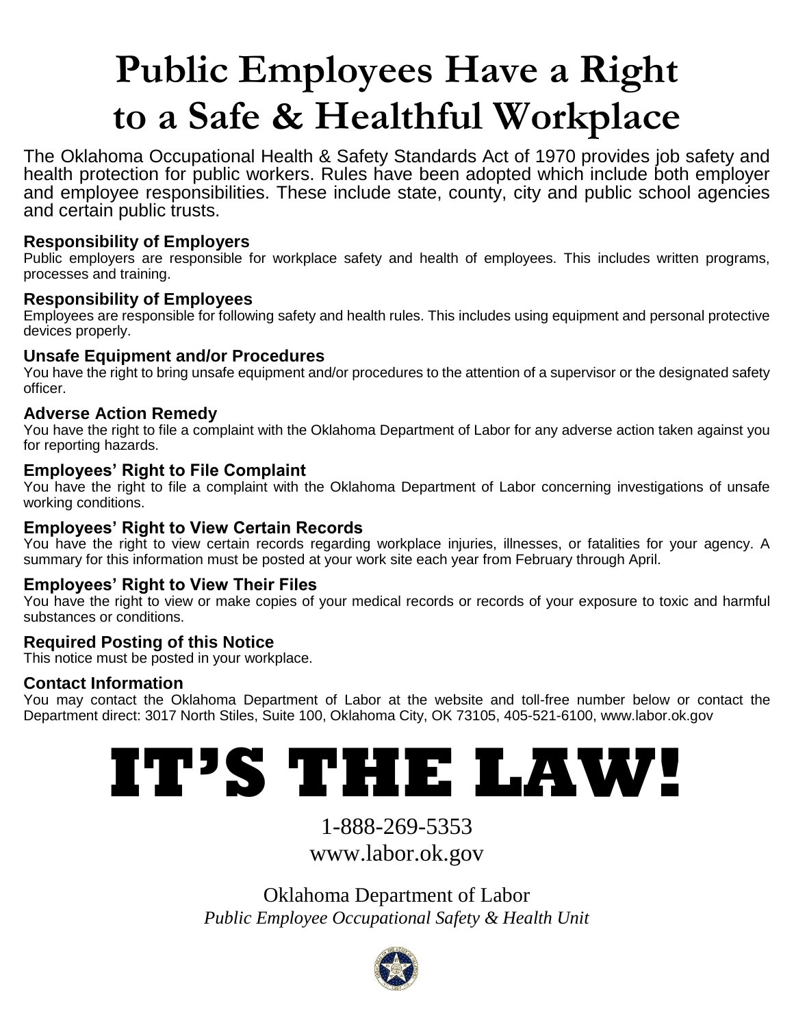# Public Employees Have a Right to a Safe & Healthful Workplace

The Oklahoma Occupational Health & Safety Standards Act of 1970 provides job safety and health protection for public workers. Rules have been adopted which include both employer and employee responsibilities. These include state, county, city and public school agencies and certain public trusts.

### Responsibility of Employers

Public employers are responsible for workplace safety and health of employees. This includes written programs, processes and training.

### Responsibility of Employees

Employees are responsible for following safety and health rules. This includes using equipment and personal protective devices properly.

### Unsafe Equipment and/or Procedures

You have the right to bring unsafe equipment and/or procedures to the attention of a supervisor or the designated safety officer.

### Adverse Action Remedy

You have the right to file a complaint with the Oklahoma Department of Labor for any adverse action taken against you for reporting hazards.

### Employees' Right to File Complaint

You have the right to file a complaint with the Oklahoma Department of Labor concerning investigations of unsafe working conditions.

### Employees' Right to View Certain Records

You have the right to view certain records regarding workplace injuries, illnesses, or fatalities for your agency. A summary for this information must be posted at your work site each year from February through April.

### Employees' Right to View Their Files

You have the right to view or make copies of your medical records or records of your exposure to toxic and harmful substances or conditions.

### Required Posting of this Notice

This notice must be posted in your workplace.

### Contact Information

You may contact the Oklahoma Department of Labor at the website and toll-free number below or contact the Department direct: 3017 North Stiles, Suite 100, Oklahoma City, OK 73105, 405-521-6100, www.labor.ok.gov

# IT'S THE LAW!

1-888-269-5353
www.labor.ok.gov

Oklahoma Department of Labor
*Public Employee Occupational Safety & Health Unit*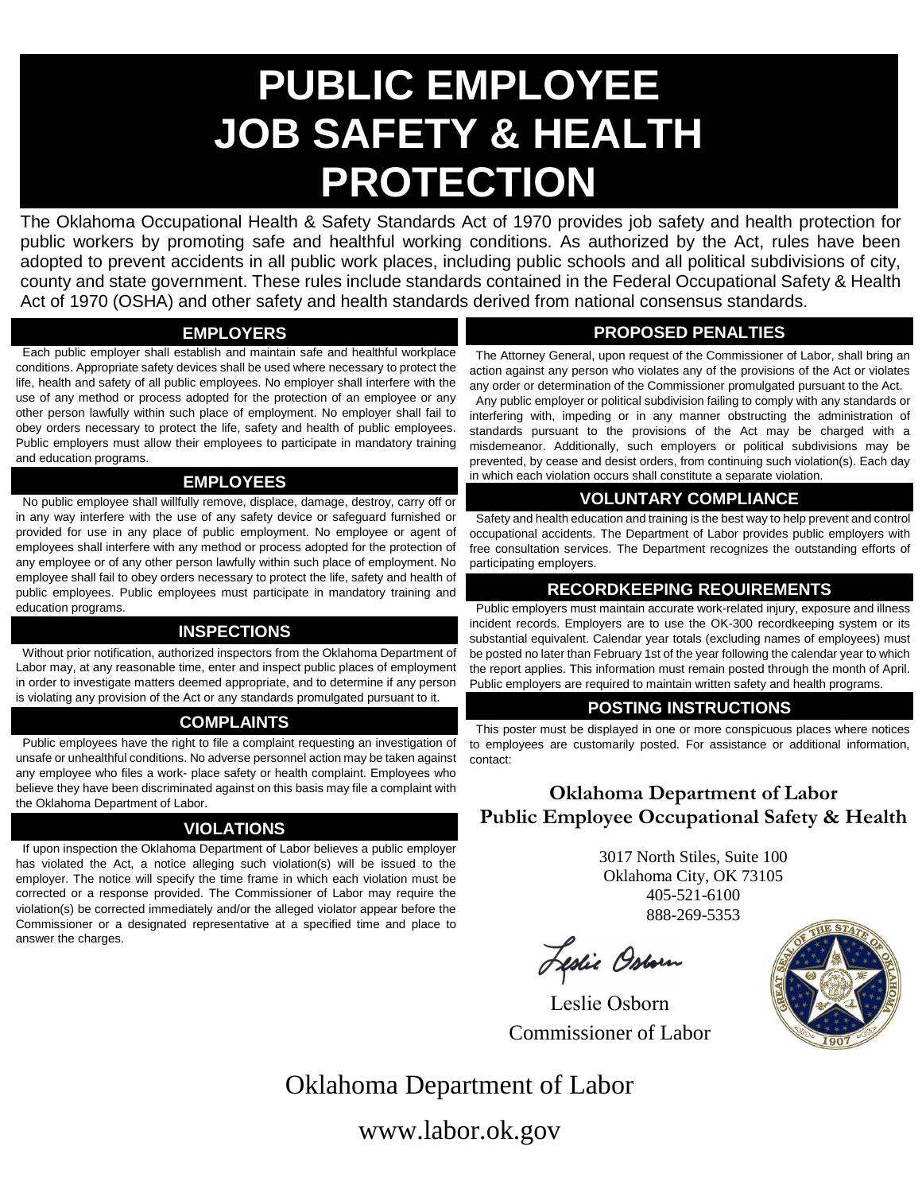# PUBLIC EMPLOYEE JOB SAFETY & HEALTH PROTECTION

The Oklahoma Occupational Health & Safety Standards Act of 1970 provides job safety and health protection for public workers by promoting safe and healthful working conditions. As authorized by the Act, rules have been adopted to prevent accidents in all public work places, including public schools and all political subdivisions of city, county and state government. These rules include standards contained in the Federal Occupational Safety & Health Act of 1970 (OSHA) and other safety and health standards derived from national consensus standards.

## EMPLOYERS

Each public employer shall establish and maintain safe and healthful workplace conditions. Appropriate safety devices shall be used where necessary to protect the life, health and safety of all public employees. No employer shall interfere with the use of any method or process adopted for the protection of an employee or any other person lawfully within such place of employment. No employer shall fail to obey orders necessary to protect the life, safety and health of public employees. Public employers must allow their employees to participate in mandatory training and education programs.

## EMPLOYEES

No public employee shall willfully remove, displace, damage, destroy, carry off or in any way interfere with the use of any safety device or safeguard furnished or provided for use in any place of public employment. No employee or agent of employees shall interfere with any method or process adopted for the protection of any employee or of any other person lawfully within such place of employment. No employee shall fail to obey orders necessary to protect the life, safety and health of public employees. Public employees must participate in mandatory training and education programs.

## INSPECTIONS

Without prior notification, authorized inspectors from the Oklahoma Department of Labor may, at any reasonable time, enter and inspect public places of employment in order to investigate matters deemed appropriate, and to determine if any person is violating any provision of the Act or any standards promulgated pursuant to it.

## COMPLAINTS

Public employees have the right to file a complaint requesting an investigation of unsafe or unhealthful conditions. No adverse personnel action may be taken against any employee who files a work- place safety or health complaint. Employees who believe they have been discriminated against on this basis may file a complaint with the Oklahoma Department of Labor.

## VIOLATIONS

If upon inspection the Oklahoma Department of Labor believes a public employer has violated the Act, a notice alleging such violation(s) will be issued to the employer. The notice will specify the time frame in which each violation must be corrected or a response provided. The Commissioner of Labor may require the violation(s) be corrected immediately and/or the alleged violator appear before the Commissioner or a designated representative at a specified time and place to answer the charges.

## PROPOSED PENALTIES

The Attorney General, upon request of the Commissioner of Labor, shall bring an action against any person who violates any of the provisions of the Act or violates any order or determination of the Commissioner promulgated pursuant to the Act.

Any public employer or political subdivision failing to comply with any standards or interfering with, impeding or in any manner obstructing the administration of standards pursuant to the provisions of the Act may be charged with a misdemeanor. Additionally, such employers or political subdivisions may be prevented, by cease and desist orders, from continuing such violation(s). Each day in which each violation occurs shall constitute a separate violation.

## VOLUNTARY COMPLIANCE

Safety and health education and training is the best way to help prevent and control occupational accidents. The Department of Labor provides public employers with free consultation services. The Department recognizes the outstanding efforts of participating employers.

## RECORDKEEPING REQUIREMENTS

Public employers must maintain accurate work-related injury, exposure and illness incident records. Employers are to use the OK-300 recordkeeping system or its substantial equivalent. Calendar year totals (excluding names of employees) must be posted no later than February 1st of the year following the calendar year to which the report applies. This information must remain posted through the month of April. Public employers are required to maintain written safety and health programs.

## POSTING INSTRUCTIONS

This poster must be displayed in one or more conspicuous places where notices to employees are customarily posted. For assistance or additional information, contact:

**Oklahoma Department of Labor**
**Public Employee Occupational Safety & Health**

3017 North Stiles, Suite 100
Oklahoma City, OK 73105
405-521-6100
888-269-5353

Leslie Osborn
Commissioner of Labor

Oklahoma Department of Labor

www.labor.ok.gov